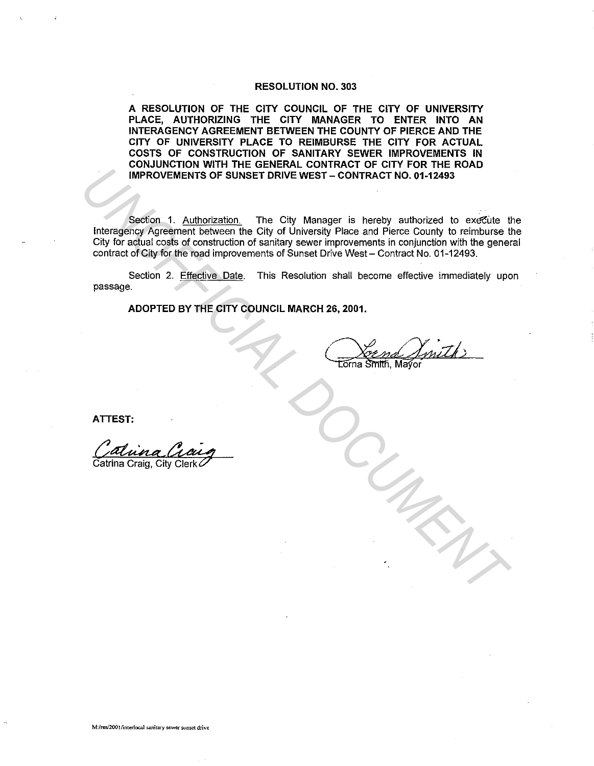# RESOLUTION NO. 303

**A RESOLUTION OF THE CITY COUNCIL OF THE CITY OF UNIVERSITY PLACE, AUTHORIZING THE CITY MANAGER TO ENTER INTO AN INTERAGENCY AGREEMENT BETWEEN THE COUNTY OF PIERCE AND THE CITY OF UNIVERSITY PLACE TO REIMBURSE THE CITY FOR ACTUAL COSTS OF CONSTRUCTION OF SANITARY SEWER IMPROVEMENTS IN CONJUNCTION WITH THE GENERAL CONTRACT OF CITY FOR THE ROAD IMPROVEMENTS OF SUNSET DRIVE WEST – CONTRACT NO. 01-12493**

Section 1. Authorization. The City Manager is hereby authorized to execute the Interagency Agreement between the City of University Place and Pierce County to reimburse the City for actual costs of construction of sanitary sewer improvements in conjunction with the general contract of City for the road improvements of Sunset Drive West – Contract No. 01-12493.

Section 2. Effective Date. This Resolution shall become effective immediately upon passage.

**ADOPTED BY THE CITY COUNCIL MARCH 26, 2001.**

Lorna Smith, Mayor

**ATTEST:**

Catrina Craig, City Clerk

M:/res/2001/interlocal sanitary sewer sunset drive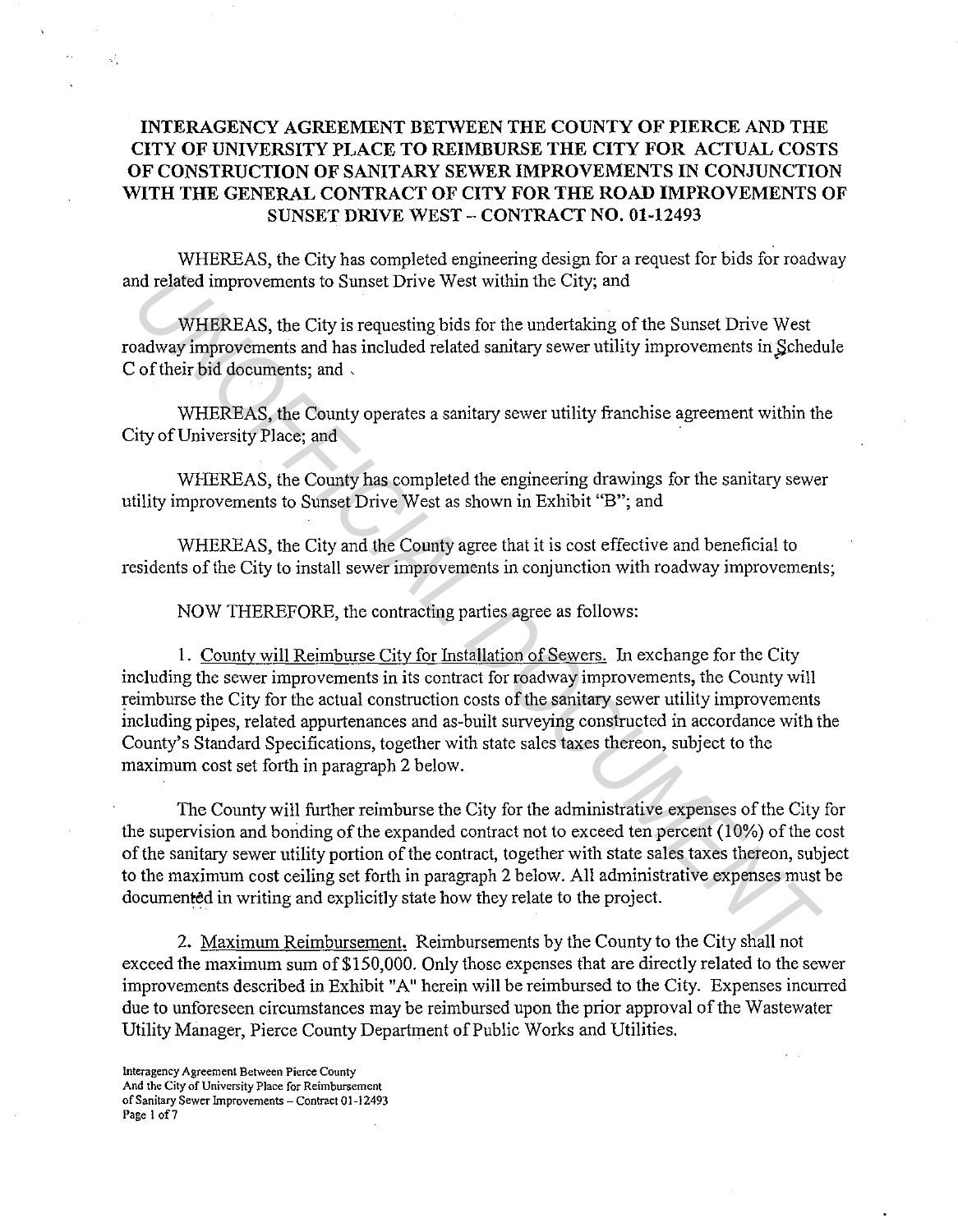**INTERAGENCY AGREEMENT BETWEEN THE COUNTY OF PIERCE AND THE CITY OF UNIVERSITY PLACE TO REIMBURSE THE CITY FOR ACTUAL COSTS OF CONSTRUCTION OF SANITARY SEWER IMPROVEMENTS IN CONJUNCTION WITH THE GENERAL CONTRACT OF CITY FOR THE ROAD IMPROVEMENTS OF SUNSET DRIVE WEST – CONTRACT NO. 01-12493**

WHEREAS, the City has completed engineering design for a request for bids for roadway and related improvements to Sunset Drive West within the City; and

WHEREAS, the City is requesting bids for the undertaking of the Sunset Drive West roadway improvements and has included related sanitary sewer utility improvements in Schedule C of their bid documents; and

WHEREAS, the County operates a sanitary sewer utility franchise agreement within the City of University Place; and

WHEREAS, the County has completed the engineering drawings for the sanitary sewer utility improvements to Sunset Drive West as shown in Exhibit "B"; and

WHEREAS, the City and the County agree that it is cost effective and beneficial to residents of the City to install sewer improvements in conjunction with roadway improvements;

NOW THEREFORE, the contracting parties agree as follows:

1. Country will Reimburse City for Installation of Sewers. In exchange for the City including the sewer improvements in its contract for roadway improvements, the County will reimburse the City for the actual construction costs of the sanitary sewer utility improvements including pipes, related appurtenances and as-built surveying constructed in accordance with the County's Standard Specifications, together with state sales taxes thereon, subject to the maximum cost set forth in paragraph 2 below.

The County will further reimburse the City for the administrative expenses of the City for the supervision and bonding of the expanded contract not to exceed ten percent (10%) of the cost of the sanitary sewer utility portion of the contract, together with state sales taxes thereon, subject to the maximum cost ceiling set forth in paragraph 2 below. All administrative expenses must be documented in writing and explicitly state how they relate to the project.

2. Maximum Reimbursement. Reimbursements by the County to the City shall not exceed the maximum sum of $150,000. Only those expenses that are directly related to the sewer improvements described in Exhibit "A" herein will be reimbursed to the City. Expenses incurred due to unforeseen circumstances may be reimbursed upon the prior approval of the Wastewater Utility Manager, Pierce County Department of Public Works and Utilities.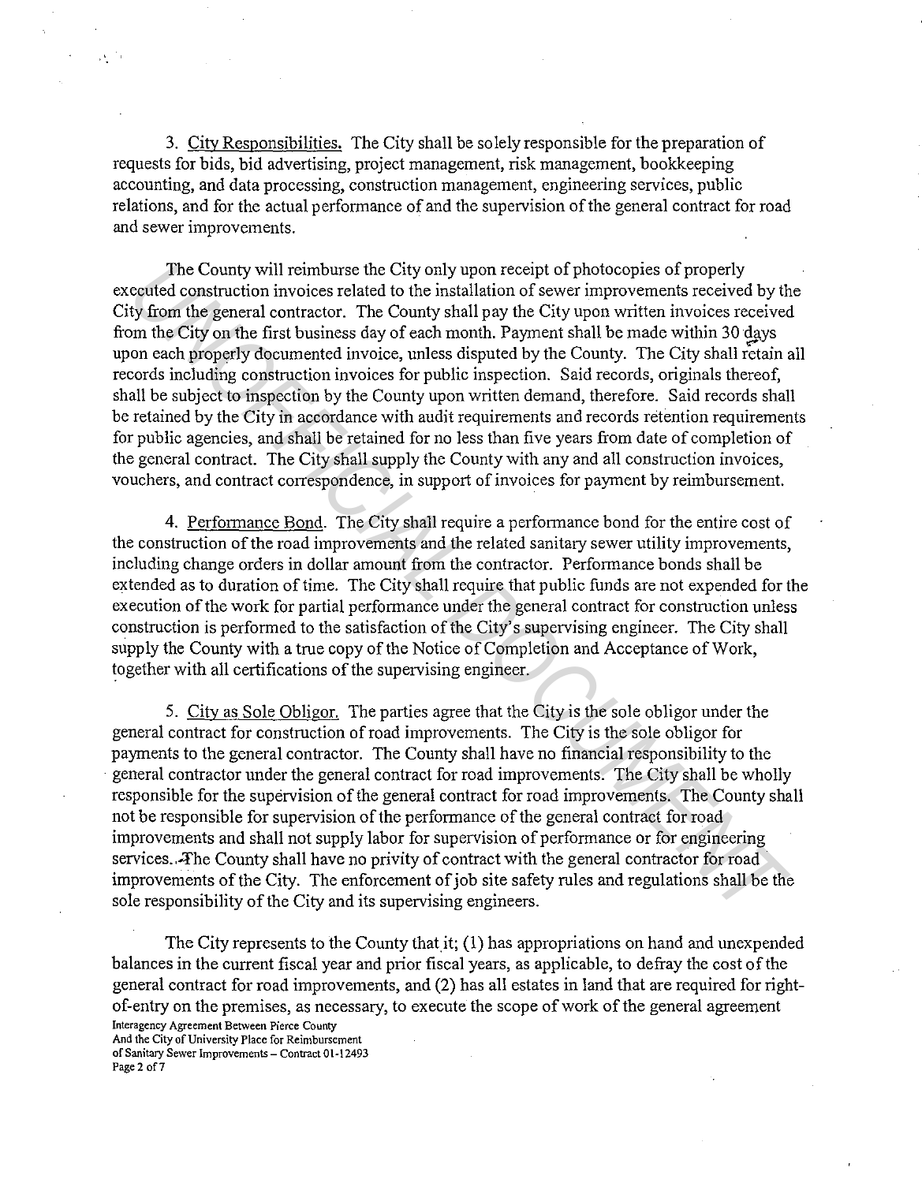3. <u>City Responsibilities.</u> The City shall be solely responsible for the preparation of requests for bids, bid advertising, project management, risk management, bookkeeping accounting, and data processing, construction management, engineering services, public relations, and for the actual performance of and the supervision of the general contract for road and sewer improvements.

The County will reimburse the City only upon receipt of photocopies of properly executed construction invoices related to the installation of sewer improvements received by the City from the general contractor. The County shall pay the City upon written invoices received from the City on the first business day of each month. Payment shall be made within 30 days upon each properly documented invoice, unless disputed by the County. The City shall retain all records including construction invoices for public inspection. Said records, originals thereof, shall be subject to inspection by the County upon written demand, therefore. Said records shall be retained by the City in accordance with audit requirements and records retention requirements for public agencies, and shall be retained for no less than five years from date of completion of the general contract. The City shall supply the County with any and all construction invoices, vouchers, and contract correspondence, in support of invoices for payment by reimbursement.

4. <u>Performance Bond.</u> The City shall require a performance bond for the entire cost of the construction of the road improvements and the related sanitary sewer utility improvements, including change orders in dollar amount from the contractor. Performance bonds shall be extended as to duration of time. The City shall require that public funds are not expended for the execution of the work for partial performance under the general contract for construction unless construction is performed to the satisfaction of the City's supervising engineer. The City shall supply the County with a true copy of the Notice of Completion and Acceptance of Work, together with all certifications of the supervising engineer.

5. <u>City as Sole Obligor.</u> The parties agree that the City is the sole obligor under the general contract for construction of road improvements. The City is the sole obligor for payments to the general contractor. The County shall have no financial responsibility to the general contractor under the general contract for road improvements. The City shall be wholly responsible for the supervision of the general contract for road improvements. The County shall not be responsible for supervision of the performance of the general contract for road improvements and shall not supply labor for supervision of performance or for engineering services. The County shall have no privity of contract with the general contractor for road improvements of the City. The enforcement of job site safety rules and regulations shall be the sole responsibility of the City and its supervising engineers.

The City represents to the County that it; (1) has appropriations on hand and unexpended balances in the current fiscal year and prior fiscal years, as applicable, to defray the cost of the general contract for road improvements, and (2) has all estates in land that are required for right-of-entry on the premises, as necessary, to execute the scope of work of the general agreement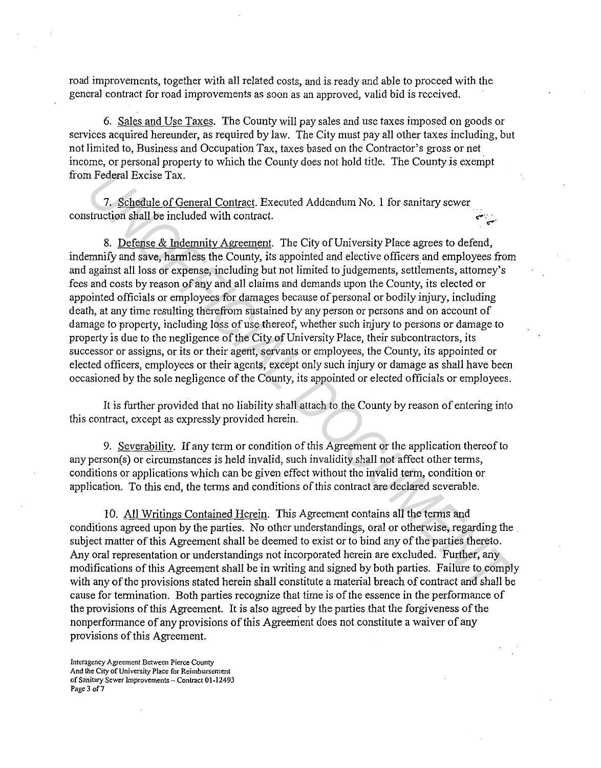road improvements, together with all related costs, and is ready and able to proceed with the general contract for road improvements as soon as an approved, valid bid is received.

6. Sales and Use Taxes. The County will pay sales and use taxes imposed on goods or services acquired hereunder, as required by law. The City must pay all other taxes including, but not limited to, Business and Occupation Tax, taxes based on the Contractor's gross or net income, or personal property to which the County does not hold title. The County is exempt from Federal Excise Tax.

7. Schedule of General Contract. Executed Addendum No. 1 for sanitary sewer construction shall be included with contract.

8. Defense & Indemnity Agreement. The City of University Place agrees to defend, indemnify and save, harmless the County, its appointed and elective officers and employees from and against all loss or expense, including but not limited to judgements, settlements, attorney's fees and costs by reason of any and all claims and demands upon the County, its elected or appointed officials or employees for damages because of personal or bodily injury, including death, at any time resulting therefrom sustained by any person or persons and on account of damage to property, including loss of use thereof, whether such injury to persons or damage to property is due to the negligence of the City of University Place, their subcontractors, its successor or assigns, or its or their agent, servants or employees, the County, its appointed or elected officers, employees or their agents, except only such injury or damage as shall have been occasioned by the sole negligence of the County, its appointed or elected officials or employees.

It is further provided that no liability shall attach to the County by reason of entering into this contract, except as expressly provided herein.

9. Severability. If any term or condition of this Agreement or the application thereof to any person(s) or circumstances is held invalid, such invalidity shall not affect other terms, conditions or applications which can be given effect without the invalid term, condition or application. To this end, the terms and conditions of this contract are declared severable.

10. All Writings Contained Herein. This Agreement contains all the terms and conditions agreed upon by the parties. No other understandings, oral or otherwise, regarding the subject matter of this Agreement shall be deemed to exist or to bind any of the parties thereto. Any oral representation or understandings not incorporated herein are excluded. Further, any modifications of this Agreement shall be in writing and signed by both parties. Failure to comply with any of the provisions stated herein shall constitute a material breach of contract and shall be cause for termination. Both parties recognize that time is of the essence in the performance of the provisions of this Agreement. It is also agreed by the parties that the forgiveness of the nonperformance of any provisions of this Agreement does not constitute a waiver of any provisions of this Agreement.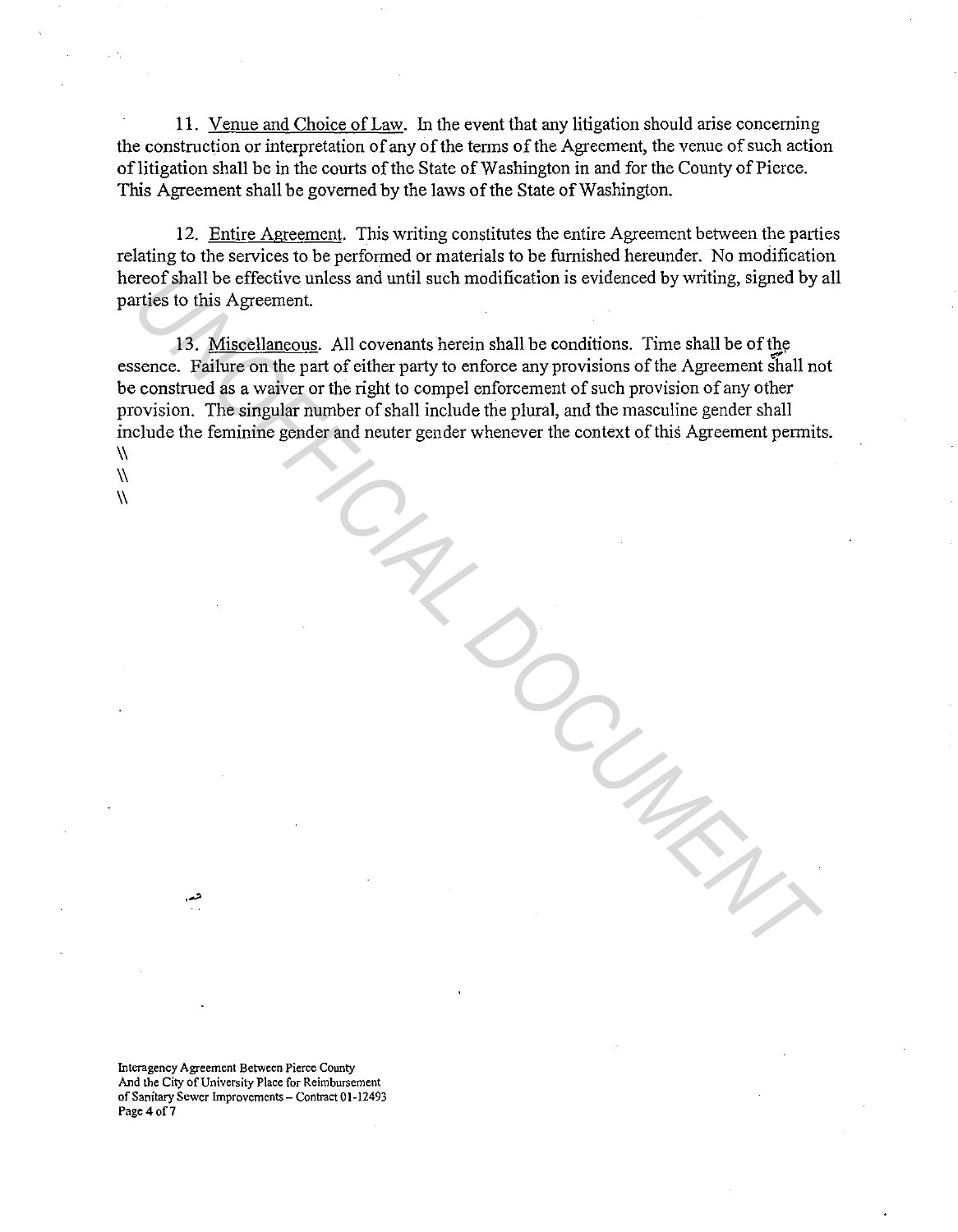11. Venue and Choice of Law. In the event that any litigation should arise concerning the construction or interpretation of any of the terms of the Agreement, the venue of such action of litigation shall be in the courts of the State of Washington in and for the County of Pierce. This Agreement shall be governed by the laws of the State of Washington.

12. Entire Agreement. This writing constitutes the entire Agreement between the parties relating to the services to be performed or materials to be furnished hereunder. No modification hereof shall be effective unless and until such modification is evidenced by writing, signed by all parties to this Agreement.

13. Miscellaneous. All covenants herein shall be conditions. Time shall be of the essence. Failure on the part of either party to enforce any provisions of the Agreement shall not be construed as a waiver or the right to compel enforcement of such provision of any other provision. The singular number of shall include the plural, and the masculine gender shall include the feminine gender and neuter gender whenever the context of this Agreement permits.

\\
\\
\\

Interagency Agreement Between Pierce County
And the City of University Place for Reimbursement
of Sanitary Sewer Improvements – Contract 01-12493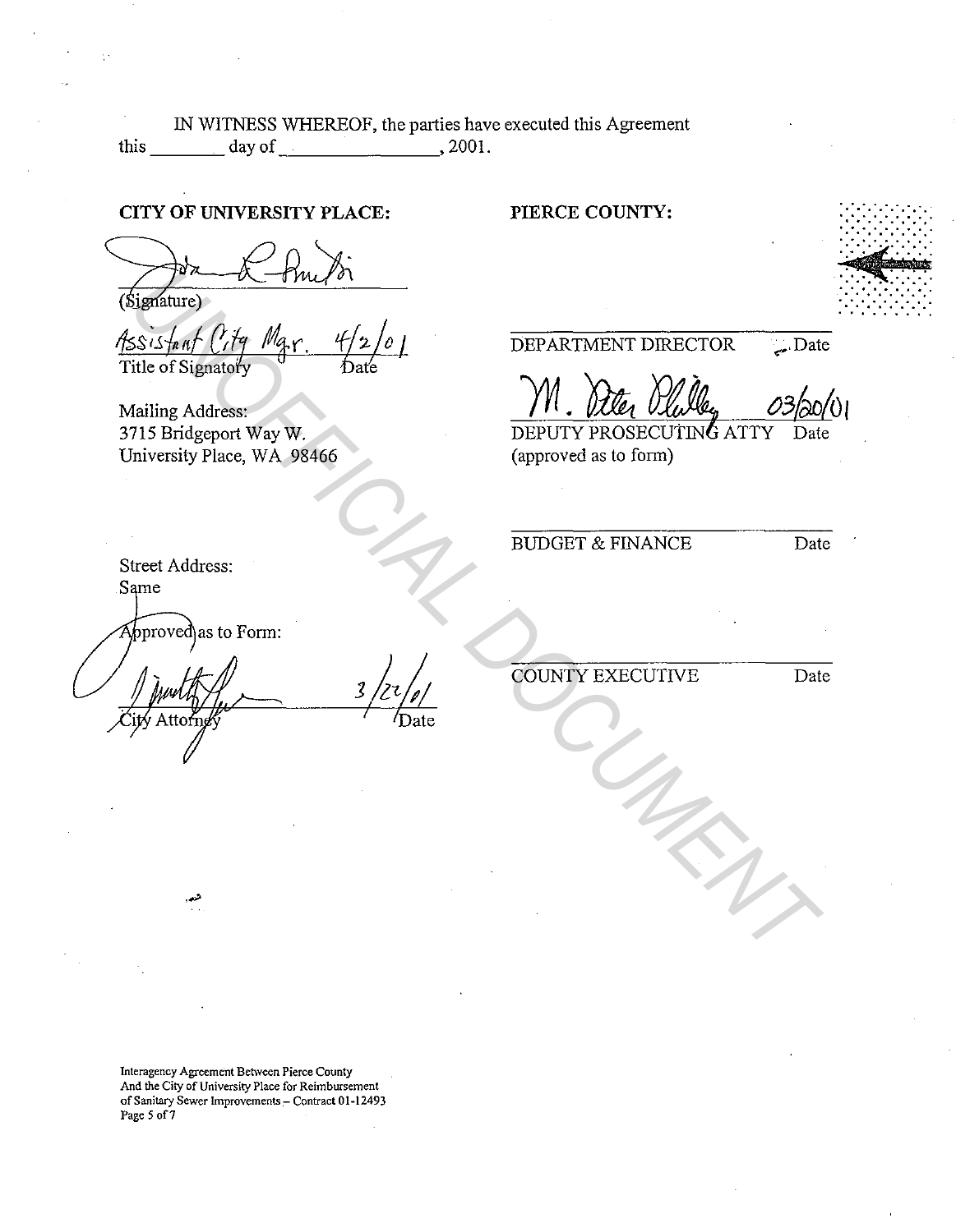IN WITNESS WHEREOF, the parties have executed this Agreement this ________ day of ________________, 2001.

**CITY OF UNIVERSITY PLACE:**

(Signature)

Assistant City Mgr. 4/2/01
Title of Signatory Date

Mailing Address:
3715 Bridgeport Way W.
University Place, WA 98466

Street Address:
Same

Approved as to Form:

3/22/01
City Attorney Date

**PIERCE COUNTY:**

DEPARTMENT DIRECTOR Date

03/20/01
DEPUTY PROSECUTING ATTY Date
(approved as to form)

BUDGET & FINANCE Date

COUNTY EXECUTIVE Date

UNOFFICIAL DOCUMENT

Interagency Agreement Between Pierce County
And the City of University Place for Reimbursement
of Sanitary Sewer Improvements – Contract 01-12493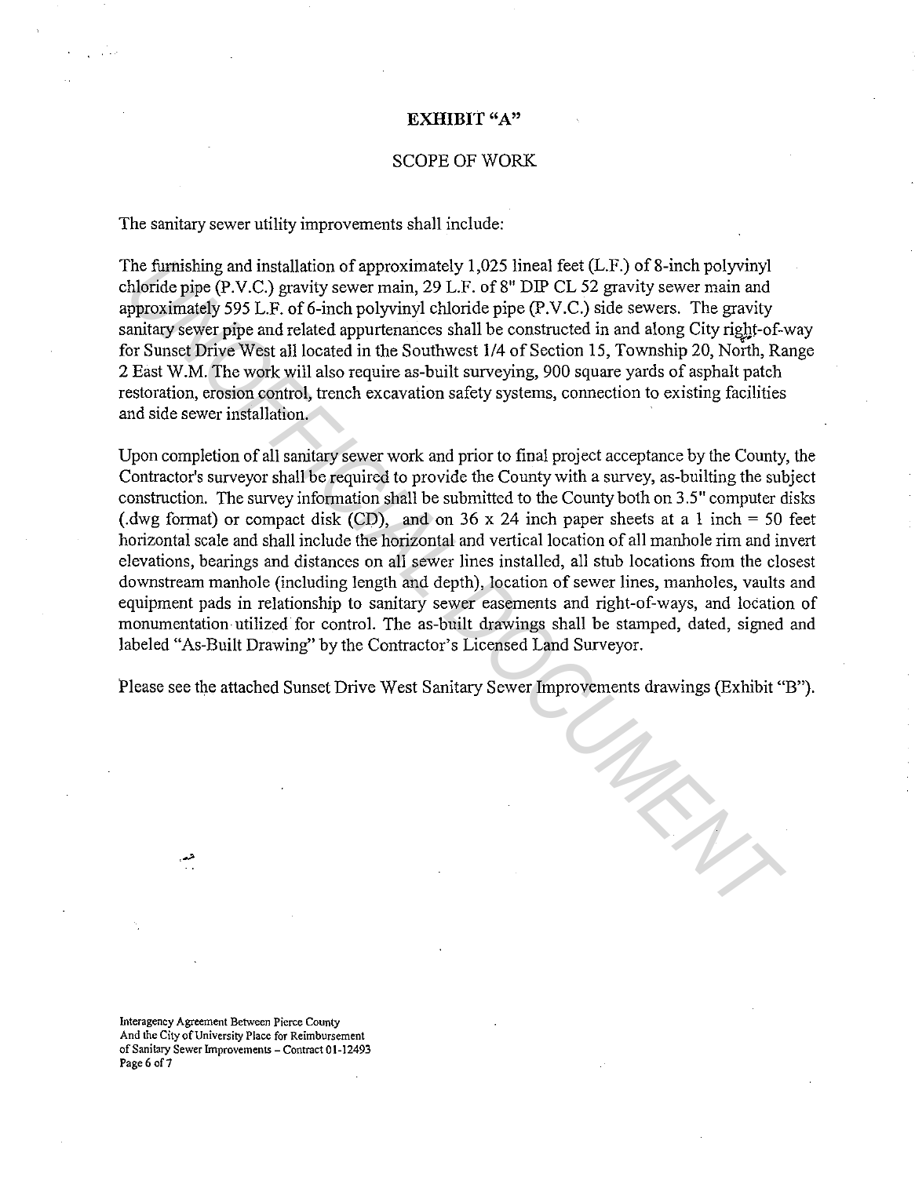# EXHIBIT "A"

## SCOPE OF WORK

The sanitary sewer utility improvements shall include:

The furnishing and installation of approximately 1,025 lineal feet (L.F.) of 8-inch polyvinyl chloride pipe (P.V.C.) gravity sewer main, 29 L.F. of 8" DIP CL 52 gravity sewer main and approximately 595 L.F. of 6-inch polyvinyl chloride pipe (P.V.C.) side sewers. The gravity sanitary sewer pipe and related appurtenances shall be constructed in and along City right-of-way for Sunset Drive West all located in the Southwest 1/4 of Section 15, Township 20, North, Range 2 East W.M. The work will also require as-built surveying, 900 square yards of asphalt patch restoration, erosion control, trench excavation safety systems, connection to existing facilities and side sewer installation.

Upon completion of all sanitary sewer work and prior to final project acceptance by the County, the Contractor's surveyor shall be required to provide the County with a survey, as-builting the subject construction. The survey information shall be submitted to the County both on 3.5" computer disks (.dwg format) or compact disk (CD), and on 36 x 24 inch paper sheets at a 1 inch = 50 feet horizontal scale and shall include the horizontal and vertical location of all manhole rim and invert elevations, bearings and distances on all sewer lines installed, all stub locations from the closest downstream manhole (including length and depth), location of sewer lines, manholes, vaults and equipment pads in relationship to sanitary sewer easements and right-of-ways, and location of monumentation utilized for control. The as-built drawings shall be stamped, dated, signed and labeled "As-Built Drawing" by the Contractor's Licensed Land Surveyor.

Please see the attached Sunset Drive West Sanitary Sewer Improvements drawings (Exhibit "B").

Interagency Agreement Between Pierce County And the City of University Place for Reimbursement of Sanitary Sewer Improvements – Contract 01-12493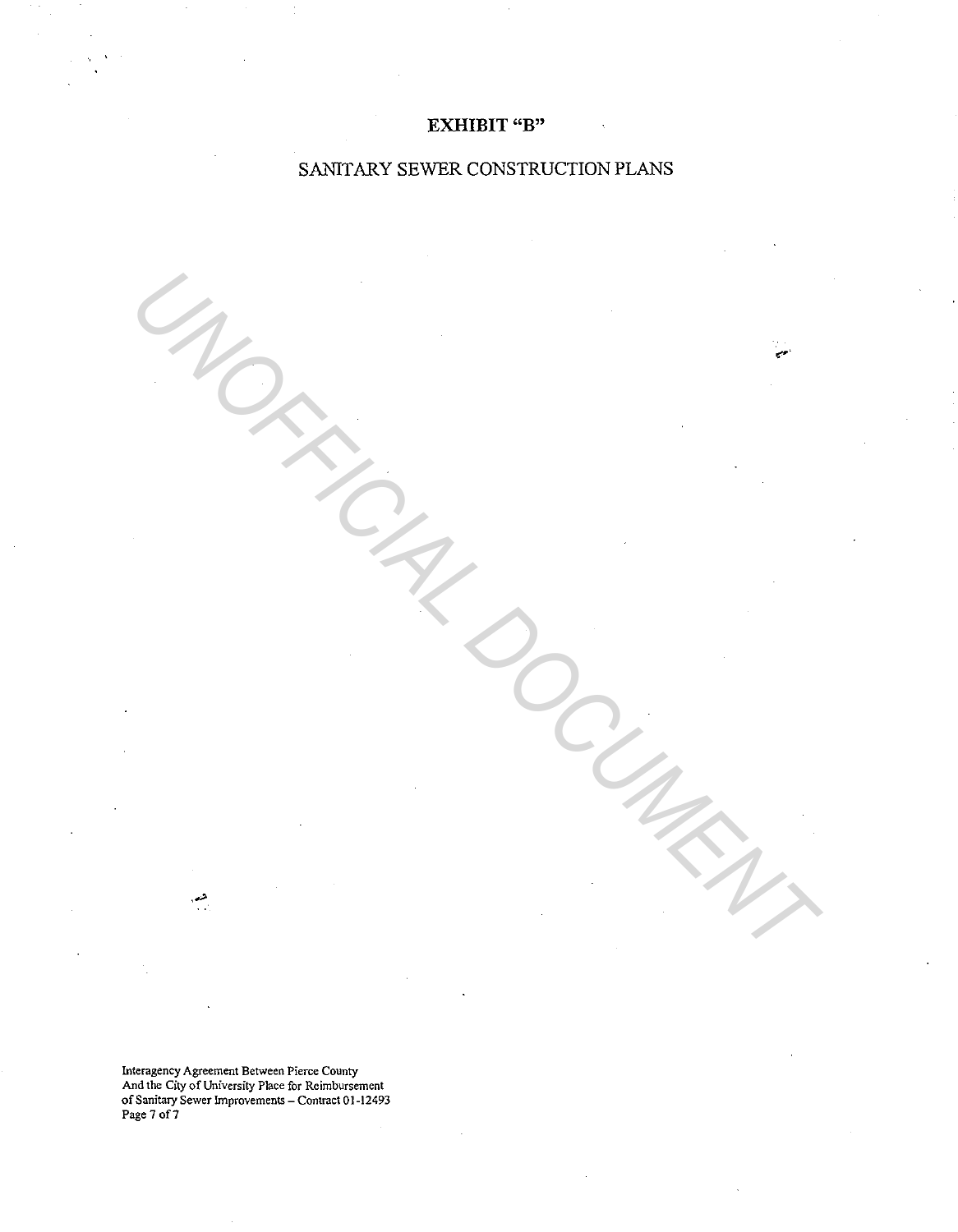**EXHIBIT "B"**

SANITARY SEWER CONSTRUCTION PLANS

UNOFFICIAL DOCUMENT